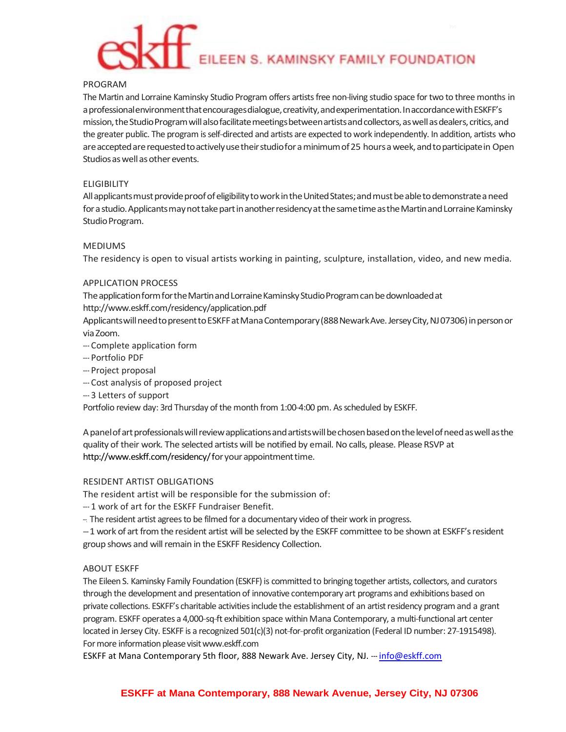# eskff EILEEN S. KAMINSKY FAMILY FOUNDATION

## PROGRAM

The Martin and Lorraine Kaminsky Studio Program offers artists free non-living studio space for two to three months in a professional environment that encourages dialogue, creativity, and experimentation. In accordance with ESKFF's mission, the Studio Program will also facilitate meetings between artists and collectors, as well as dealers, critics, and the greater public. The program is self-directed and artists are expected to work independently. In addition, artists who are accepted are requested to actively use their studio for a minimum of 25 hours a week, and to participate in Open Studios as well as other events.

## ELIGIBILITY

All applicants must provide proof of eligibility to work in the United States; and must be able to demonstrate a need for a studio. Applicants may not take part in another residency at the same time as the Martin and Lorraine Kaminsky Studio Program.

## MEDIUMS

The residency is open to visual artists working in painting, sculpture, installation, video, and new media.

## APPLICATION PROCESS

The application form for the Martin and Lorraine Kaminsky Studio Program can be downloaded at http://www.eskff.com/residency/application.pdf

Applicants will need to present to ESKFF at Mana Contemporary (888 Newark Ave. Jersey City, NJ 07306) in person or via Zoom.

--- Complete application form

--- Portfolio PDF

--- Project proposal

--- Cost analysis of proposed project

--- 3 Letters of support

Portfolio review day: 3rd Thursday of the month from 1:00-4:00 pm. As scheduled by ESKFF.

A panel of art professionals will review applications and artists will be chosen based on the level of need as well as the quality of their work. The selected artists will be notified by email. No calls, please. Please RSVP at http://www.eskff.com/residency/ for your appointment time.

## RESIDENT ARTIST OBLIGATIONS

The resident artist will be responsible for the submission of:

--- 1 work of art for the ESKFF Fundraiser Benefit.

-- The resident artist agrees to be filmed for a documentary video of their work in progress.

-- 1 work of art from the resident artist will be selected by the ESKFF committee to be shown at ESKFF's resident group shows and will remain in the ESKFF Residency Collection.

## ABOUT ESKFF

The Eileen S. Kaminsky Family Foundation (ESKFF) is committed to bringing together artists, collectors, and curators through the development and presentation of innovative contemporary art programs and exhibitions based on private collections. ESKFF's charitable activities include the establishment of an artist residency program and a grant program. ESKFF operates a 4,000-sq-ft exhibition space within Mana Contemporary, a multi-functional art center located in Jersey City. ESKFF is a recognized 501(c)(3) not-for-profit organization (Federal ID number: 27-1915498). For more information please visit www.eskff.com

ESKFF at Mana Contemporary 5th floor, 888 Newark Ave. Jersey City, NJ. --- info@eskff.com

**ESKFF at Mana Contemporary, 888 Newark Avenue, Jersey City, NJ 07306**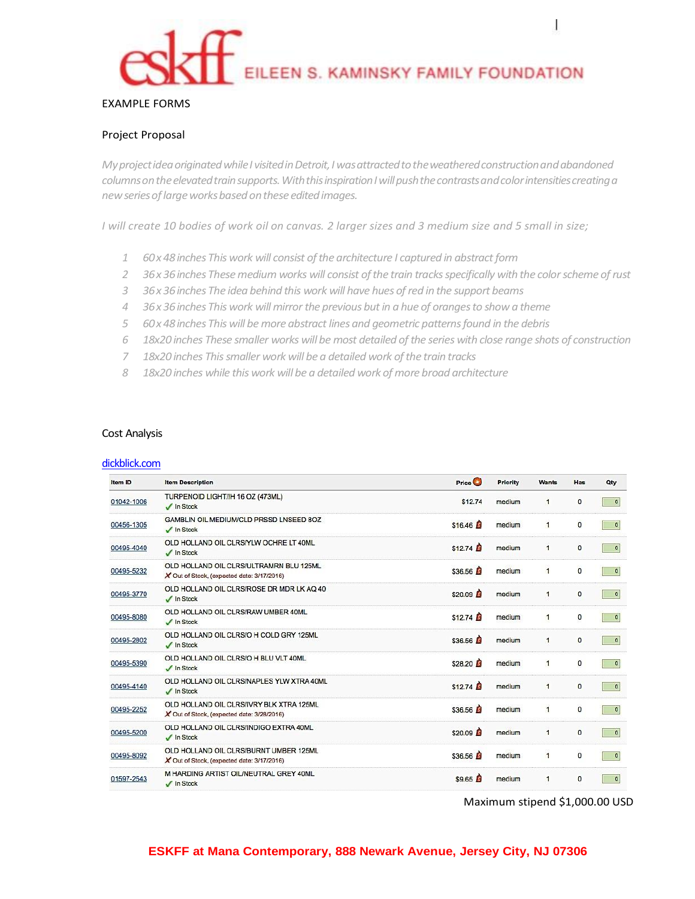EILEEN S. KAMINSKY FAMILY FOUNDATION

EXAMPLE FORMS

## Project Proposal

*My project idea originated while I visited in Detroit, I was attracted to the weathered construction and abandoned columns on the elevated train supports. With this inspiration I will push the contrasts and color intensities creating a new series of large works based on these edited images.*

*I will create 10 bodies of work oil on canvas. 2 larger sizes and 3 medium size and 5 small in size;*

1. *60 x 48 inches This work will consist of the architecture I captured in abstract form*
2. *36 x 36 inches These medium works will consist of the train tracks specifically with the color scheme of rust*
3. *36 x 36 inches The idea behind this work will have hues of red in the support beams*
4. *36 x 36 inches This work will mirror the previous but in a hue of oranges to show a theme*
5. *60 x 48 inches This will be more abstract lines and geometric patterns found in the debris*
6. *18x20 inches These smaller works will be most detailed of the series with close range shots of construction*
7. *18x20 inches This smaller work will be a detailed work of the train tracks*
8. *18x20 inches while this work will be a detailed work of more broad architecture*

## Cost Analysis

[dickblick.com](dickblick.com)

| Item ID | Item Description | Price | Priority | Wants | Has | Qty |
|---|---|---|---|---|---|---|
| 01042-1006 | TURPENOID LIGHT/IH 16 OZ (473ML) ✓ In Stock | $12.74 | medium | 1 | 0 | 0 |
| 00456-1305 | GAMBLIN OIL MEDIUM/CLD PRSSD LNSEED 8OZ ✓ In Stock | $16.46 | medium | 1 | 0 | 0 |
| 00495-4040 | OLD HOLLAND OIL CLRS/YLW OCHRE LT 40ML ✓ In Stock | $12.74 | medium | 1 | 0 | 0 |
| 00495-5232 | OLD HOLLAND OIL CLRS/ULTRAMRN BLU 125ML ✗ Out of Stock, (expected date: 3/17/2016) | $36.56 | medium | 1 | 0 | 0 |
| 00495-3770 | OLD HOLLAND OIL CLRS/ROSE DR MDR LK AQ 40 ✓ In Stock | $20.09 | medium | 1 | 0 | 0 |
| 00495-8080 | OLD HOLLAND OIL CLRS/RAW UMBER 40ML ✓ In Stock | $12.74 | medium | 1 | 0 | 0 |
| 00495-2802 | OLD HOLLAND OIL CLRS/O H COLD GRY 125ML ✓ In Stock | $36.56 | medium | 1 | 0 | 0 |
| 00495-5390 | OLD HOLLAND OIL CLRS/O H BLU VLT 40ML ✓ In Stock | $28.20 | medium | 1 | 0 | 0 |
| 00495-4140 | OLD HOLLAND OIL CLRS/NAPLES YLW XTRA 40ML ✓ In Stock | $12.74 | medium | 1 | 0 | 0 |
| 00495-2252 | OLD HOLLAND OIL CLRS/IVRY BLK XTRA 125ML ✗ Out of Stock, (expected date: 3/28/2016) | $36.56 | medium | 1 | 0 | 0 |
| 00495-5200 | OLD HOLLAND OIL CLRS/INDIGO EXTRA 40ML ✓ In Stock | $20.09 | medium | 1 | 0 | 0 |
| 00495-8092 | OLD HOLLAND OIL CLRS/BURNT UMBER 125ML ✗ Out of Stock, (expected date: 3/17/2016) | $36.56 | medium | 1 | 0 | 0 |
| 01597-2543 | M HARDING ARTIST OIL/NEUTRAL GREY 40ML ✓ In Stock | $9.65 | medium | 1 | 0 | 0 |

Maximum stipend $1,000.00 USD

**ESKFF at Mana Contemporary, 888 Newark Avenue, Jersey City, NJ 07306**